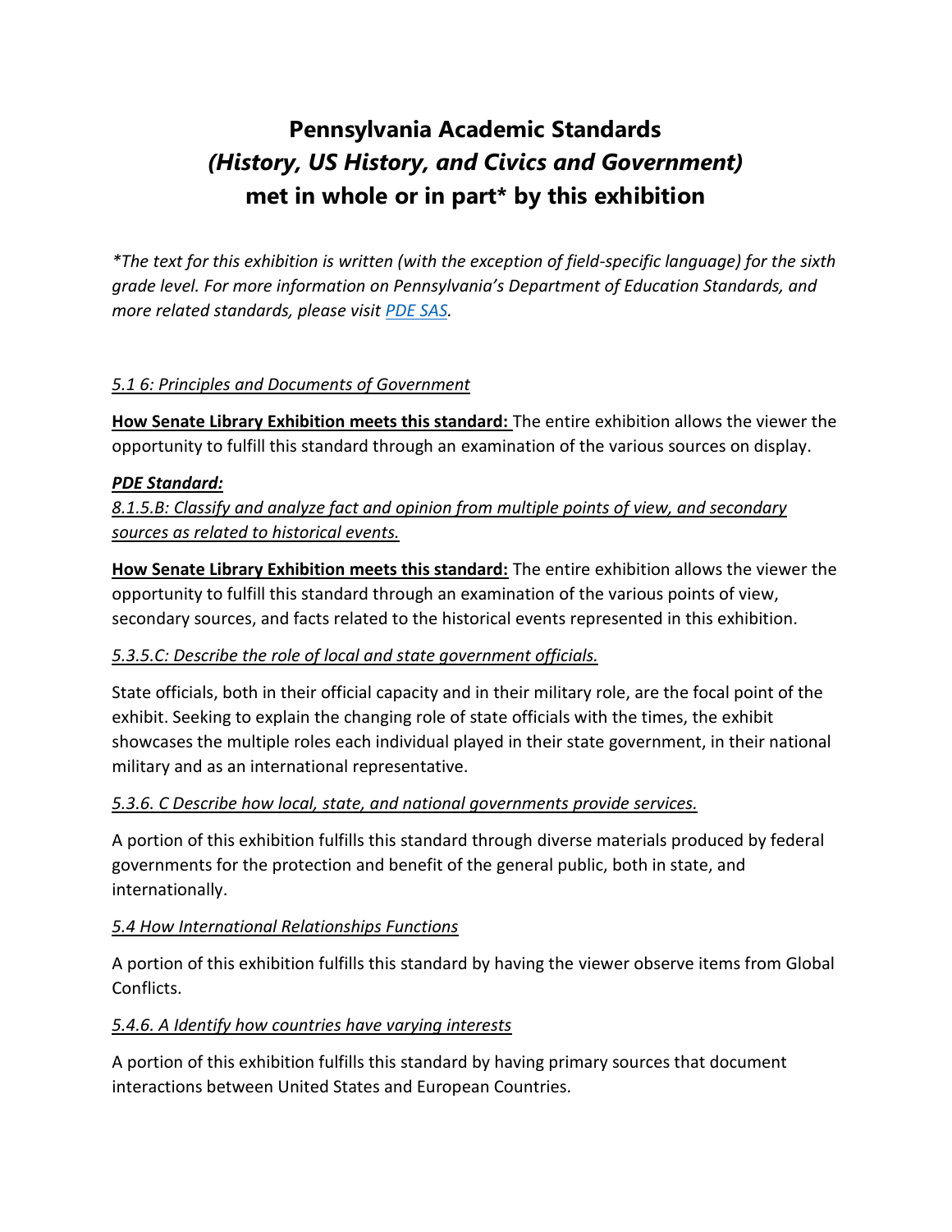# Pennsylvania Academic Standards
# *(History, US History, and Civics and Government)*
# met in whole or in part* by this exhibition

**The text for this exhibition is written (with the exception of field-specific language) for the sixth grade level. For more information on Pennsylvania's Department of Education Standards, and more related standards, please visit [PDE SAS](PDE SAS).*

*5.1 6: Principles and Documents of Government*

**How Senate Library Exhibition meets this standard:** The entire exhibition allows the viewer the opportunity to fulfill this standard through an examination of the various sources on display.

***PDE Standard:***

*8.1.5.B: Classify and analyze fact and opinion from multiple points of view, and secondary sources as related to historical events.*

**How Senate Library Exhibition meets this standard:** The entire exhibition allows the viewer the opportunity to fulfill this standard through an examination of the various points of view, secondary sources, and facts related to the historical events represented in this exhibition.

*5.3.5.C: Describe the role of local and state government officials.*

State officials, both in their official capacity and in their military role, are the focal point of the exhibit. Seeking to explain the changing role of state officials with the times, the exhibit showcases the multiple roles each individual played in their state government, in their national military and as an international representative.

*5.3.6. C Describe how local, state, and national governments provide services.*

A portion of this exhibition fulfills this standard through diverse materials produced by federal governments for the protection and benefit of the general public, both in state, and internationally.

*5.4 How International Relationships Functions*

A portion of this exhibition fulfills this standard by having the viewer observe items from Global Conflicts.

*5.4.6. A Identify how countries have varying interests*

A portion of this exhibition fulfills this standard by having primary sources that document interactions between United States and European Countries.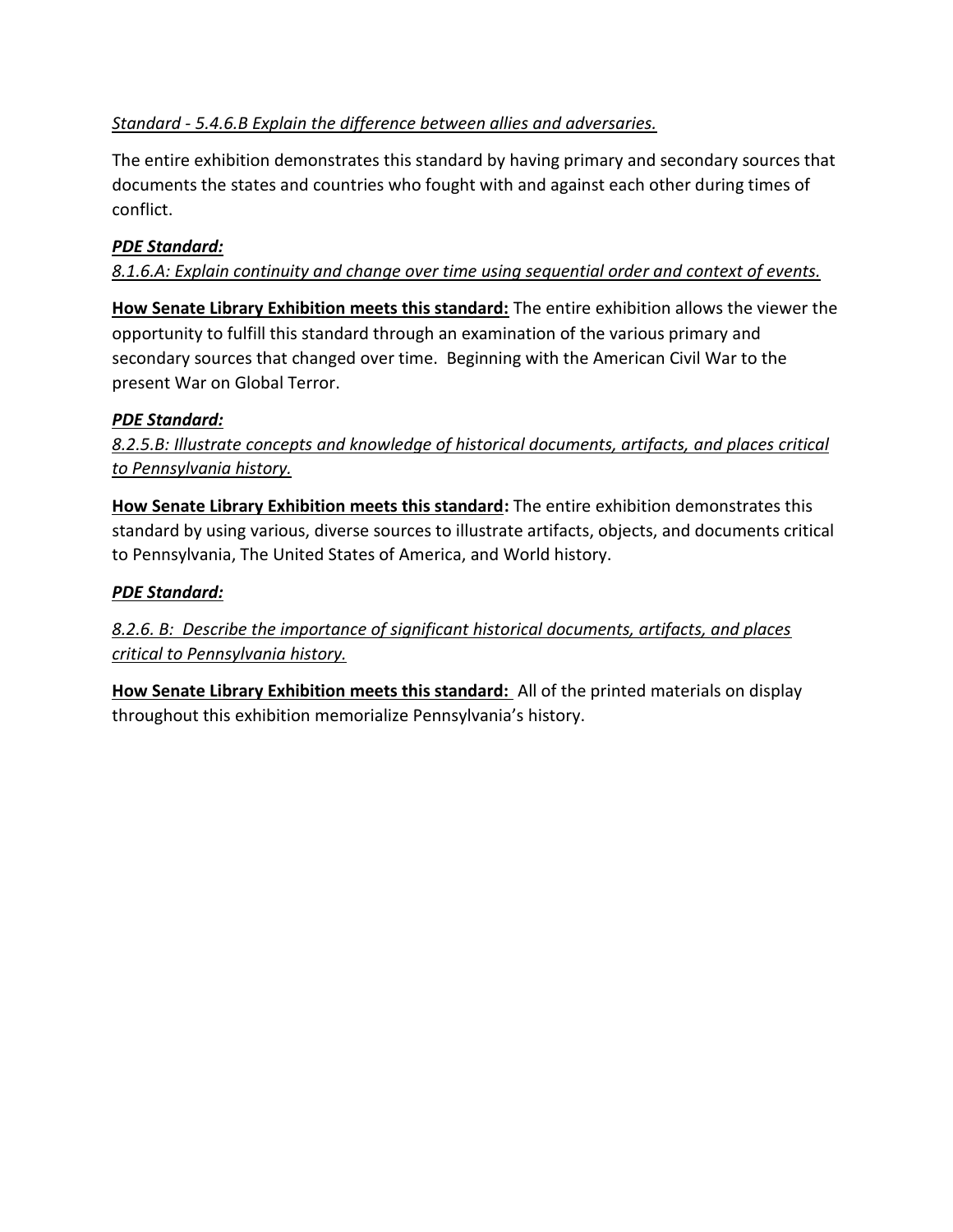*Standard - 5.4.6.B Explain the difference between allies and adversaries.*

The entire exhibition demonstrates this standard by having primary and secondary sources that documents the states and countries who fought with and against each other during times of conflict.

***PDE Standard:***

*8.1.6.A: Explain continuity and change over time using sequential order and context of events.*

**How Senate Library Exhibition meets this standard:** The entire exhibition allows the viewer the opportunity to fulfill this standard through an examination of the various primary and secondary sources that changed over time. Beginning with the American Civil War to the present War on Global Terror.

***PDE Standard:***

*8.2.5.B: Illustrate concepts and knowledge of historical documents, artifacts, and places critical to Pennsylvania history.*

**How Senate Library Exhibition meets this standard:** The entire exhibition demonstrates this standard by using various, diverse sources to illustrate artifacts, objects, and documents critical to Pennsylvania, The United States of America, and World history.

***PDE Standard:***

*8.2.6. B: Describe the importance of significant historical documents, artifacts, and places critical to Pennsylvania history.*

**How Senate Library Exhibition meets this standard:** All of the printed materials on display throughout this exhibition memorialize Pennsylvania's history.